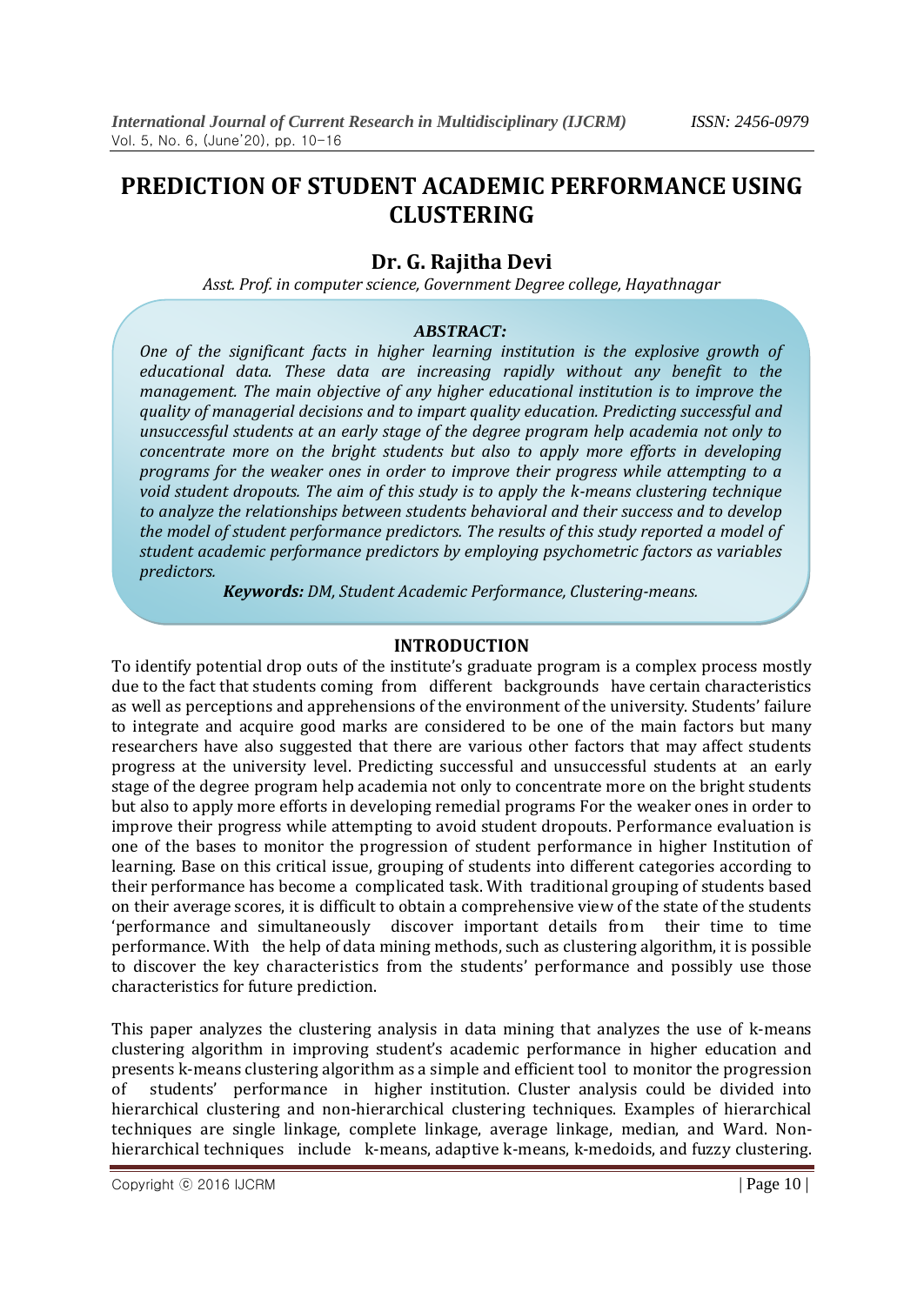# PREDICTION OF STUDENT ACADEMIC PERFORMANCE USING CLUSTERING

## Dr. G. Rajitha Devi

*Asst. Prof. in computer science, Government Degree college, Hayathnagar*

### *ABSTRACT:*

*One of the significant facts in higher learning institution is the explosive growth of educational data. These data are increasing rapidly without any benefit to the management. The main objective of any higher educational institution is to improve the quality of managerial decisions and to impart quality education. Predicting successful and unsuccessful students at an early stage of the degree program help academia not only to concentrate more on the bright students but also to apply more efforts in developing programs for the weaker ones in order to improve their progress while attempting to a void student dropouts. The aim of this study is to apply the k-means clustering technique to analyze the relationships between students behavioral and their success and to develop the model of student performance predictors. The results of this study reported a model of student academic performance predictors by employing psychometric factors as variables predictors.*

***Keywords:*** *DM, Student Academic Performance, Clustering-means.*

## INTRODUCTION

To identify potential drop outs of the institute's graduate program is a complex process mostly due to the fact that students coming from different backgrounds have certain characteristics as well as perceptions and apprehensions of the environment of the university. Students' failure to integrate and acquire good marks are considered to be one of the main factors but many researchers have also suggested that there are various other factors that may affect students progress at the university level. Predicting successful and unsuccessful students at an early stage of the degree program help academia not only to concentrate more on the bright students but also to apply more efforts in developing remedial programs For the weaker ones in order to improve their progress while attempting to avoid student dropouts. Performance evaluation is one of the bases to monitor the progression of student performance in higher Institution of learning. Base on this critical issue, grouping of students into different categories according to their performance has become a complicated task. With traditional grouping of students based on their average scores, it is difficult to obtain a comprehensive view of the state of the students 'performance and simultaneously discover important details from their time to time performance. With the help of data mining methods, such as clustering algorithm, it is possible to discover the key characteristics from the students' performance and possibly use those characteristics for future prediction.

This paper analyzes the clustering analysis in data mining that analyzes the use of k-means clustering algorithm in improving student's academic performance in higher education and presents k-means clustering algorithm as a simple and efficient tool to monitor the progression of students' performance in higher institution. Cluster analysis could be divided into hierarchical clustering and non-hierarchical clustering techniques. Examples of hierarchical techniques are single linkage, complete linkage, average linkage, median, and Ward. Non-hierarchical techniques include k-means, adaptive k-means, k-medoids, and fuzzy clustering.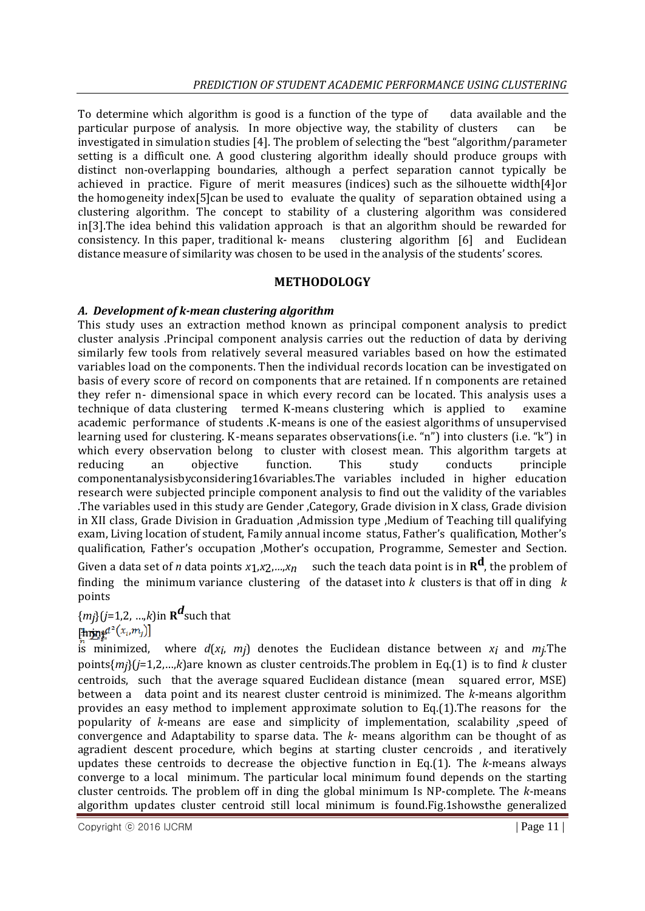To determine which algorithm is good is a function of the type of data available and the particular purpose of analysis. In more objective way, the stability of clusters can be investigated in simulation studies [4]. The problem of selecting the "best "algorithm/parameter setting is a difficult one. A good clustering algorithm ideally should produce groups with distinct non-overlapping boundaries, although a perfect separation cannot typically be achieved in practice. Figure of merit measures (indices) such as the silhouette width[4]or the homogeneity index[5]can be used to evaluate the quality of separation obtained using a clustering algorithm. The concept to stability of a clustering algorithm was considered in[3].The idea behind this validation approach is that an algorithm should be rewarded for consistency. In this paper, traditional k- means clustering algorithm [6] and Euclidean distance measure of similarity was chosen to be used in the analysis of the students' scores.

## METHODOLOGY

### *A. Development of k-mean clustering algorithm*

This study uses an extraction method known as principal component analysis to predict cluster analysis .Principal component analysis carries out the reduction of data by deriving similarly few tools from relatively several measured variables based on how the estimated variables load on the components. Then the individual records location can be investigated on basis of every score of record on components that are retained. If n components are retained they refer n- dimensional space in which every record can be located. This analysis uses a technique of data clustering termed K-means clustering which is applied to examine academic performance of students .K-means is one of the easiest algorithms of unsupervised learning used for clustering. K-means separates observations(i.e. "n") into clusters (i.e. "k") in which every observation belong to cluster with closest mean. This algorithm targets at reducing an objective function. This study conducts principle componentanalysisbyconsidering16variables.The variables included in higher education research were subjected principle component analysis to find out the validity of the variables .The variables used in this study are Gender ,Category, Grade division in X class, Grade division in XII class, Grade Division in Graduation ,Admission type ,Medium of Teaching till qualifying exam, Living location of student, Family annual income status, Father's qualification, Mother's qualification, Father's occupation ,Mother's occupation, Programme, Semester and Section. Given a data set of $n$ data points $x_1,x_2,\ldots,x_n$ such the teach data point is in $\mathbf{R}^{\mathbf{d}}$, the problem of finding the minimum variance clustering of the dataset into $k$ clusters is that off in ding $k$ points

$\{m_j\}(j=1,2, \ldots,k)$in $\mathbf{R}^{d}$such that

$$\left[\frac{1}{n}\sum_{i} \min_{j} d^2(x_i,m_j)\right]$$

is minimized, where $d(x_i, m_j)$ denotes the Euclidean distance between $x_i$ and $m_j$.The points$\{m_j\}(j=1,2,\ldots,k)$are known as cluster centroids.The problem in Eq.(1) is to find $k$ cluster centroids, such that the average squared Euclidean distance (mean squared error, MSE) between a data point and its nearest cluster centroid is minimized. The $k$-means algorithm provides an easy method to implement approximate solution to Eq.(1).The reasons for the popularity of $k$-means are ease and simplicity of implementation, scalability ,speed of convergence and Adaptability to sparse data. The $k$- means algorithm can be thought of as agradient descent procedure, which begins at starting cluster cencroids , and iteratively updates these centroids to decrease the objective function in Eq.(1). The $k$-means always converge to a local minimum. The particular local minimum found depends on the starting cluster centroids. The problem off in ding the global minimum Is NP-complete. The $k$-means algorithm updates cluster centroid still local minimum is found.Fig.1showsthe generalized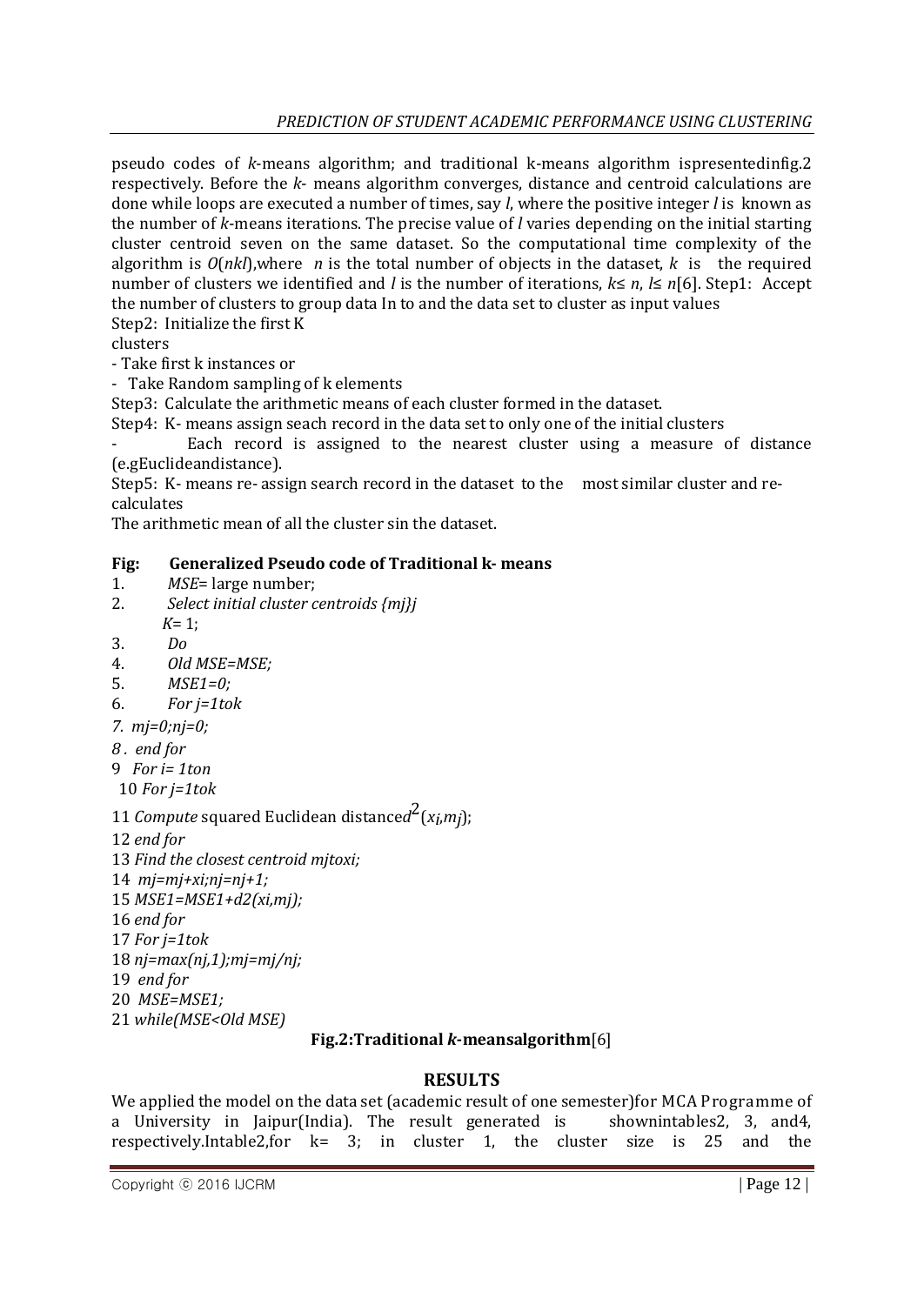pseudo codes of *k*-means algorithm; and traditional k-means algorithm ispresentedinfig.2 respectively. Before the *k*- means algorithm converges, distance and centroid calculations are done while loops are executed a number of times, say *l*, where the positive integer *l* is known as the number of *k*-means iterations. The precise value of *l* varies depending on the initial starting cluster centroid seven on the same dataset. So the computational time complexity of the algorithm is $O(nkl)$,where $n$ is the total number of objects in the dataset, $k$ is the required number of clusters we identified and $l$ is the number of iterations, $k \leq n$, $l \leq n$[6]. Step1: Accept the number of clusters to group data In to and the data set to cluster as input values

Step2: Initialize the first K clusters

- Take first k instances or
- Take Random sampling of k elements

Step3: Calculate the arithmetic means of each cluster formed in the dataset.

Step4: K- means assign seach record in the data set to only one of the initial clusters

- Each record is assigned to the nearest cluster using a measure of distance (e.gEuclideandistance).

Step5: K- means re- assign search record in the dataset to the most similar cluster and re-calculates

The arithmetic mean of all the cluster sin the dataset.

**Fig: Generalized Pseudo code of Traditional k- means**

1. *MSE*= large number;
2. *Select initial cluster centroids {mj}j*
   *K*= 1;
3. *Do*
4. *Old MSE=MSE;*
5. *MSE1=0;*
6. *For j=1tok*
7. *mj=0;nj=0;*
8. *end for*
9. *For i= 1ton*
10. *For j=1tok*
11. *Compute* squared Euclidean distance$d^2(x_i,m_j)$;
12. *end for*
13. *Find the closest centroid mjtoxi;*
14. *mj=mj+xi;nj=nj+1;*
15. *MSE1=MSE1+d2(xi,mj);*
16. *end for*
17. *For j=1tok*
18. *nj=max(nj,1);mj=mj/nj;*
19. *end for*
20. *MSE=MSE1;*
21. *while(MSE<Old MSE)*

**Fig.2:Traditional *k*-meansalgorithm**[6]

## RESULTS

We applied the model on the data set (academic result of one semester)for MCA Programme of a University in Jaipur(India). The result generated is shownintables2, 3, and4, respectively.Intable2,for k= 3; in cluster 1, the cluster size is 25 and the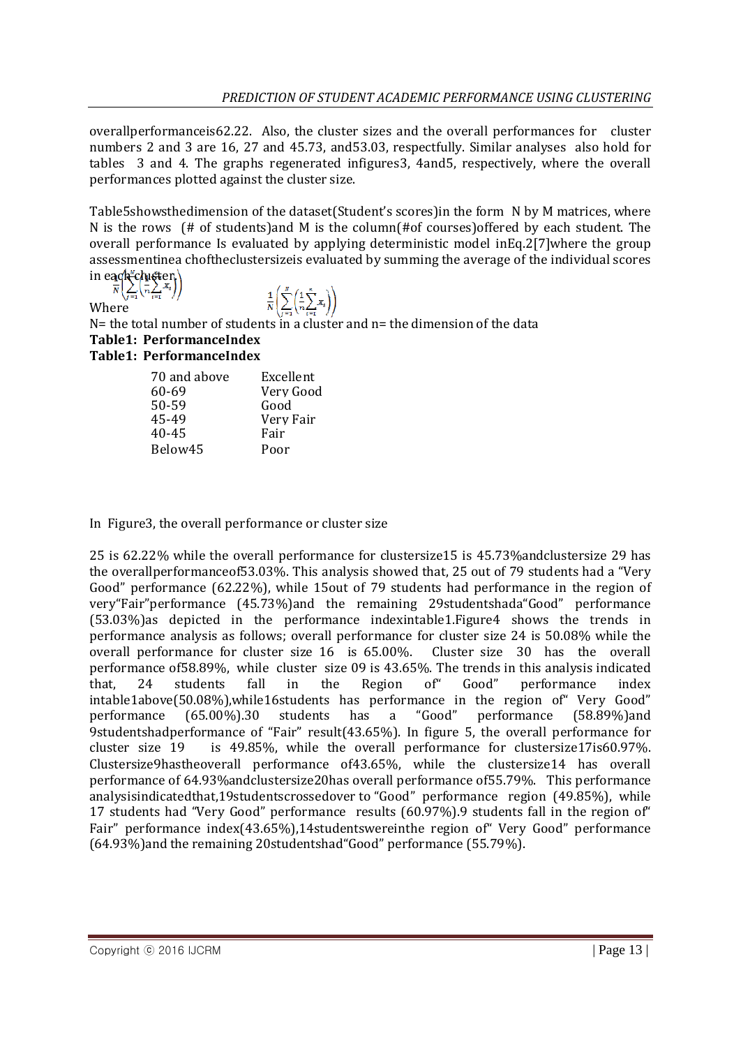overallperformanceis62.22. Also, the cluster sizes and the overall performances for cluster numbers 2 and 3 are 16, 27 and 45.73, and53.03, respectfully. Similar analyses also hold for tables 3 and 4. The graphs regenerated infigures3, 4and5, respectively, where the overall performances plotted against the cluster size.

Table5showsthedimension of the dataset(Student's scores)in the form N by M matrices, where N is the rows (# of students)and M is the column(#of courses)offered by each student. The overall performance Is evaluated by applying deterministic model inEq.2[7]where the group assessmentinea choftheclustersizeis evaluated by summing the average of the individual scores in each cluster.

$$\frac{1}{N}\left(\sum_{j=1}^{N}\left(\frac{1}{n}\sum_{i=1}^{n}x_i\right)\right)$$

Where

N= the total number of students in a cluster and n= the dimension of the data

**Table1: PerformanceIndex**

**Table1: PerformanceIndex**

| | |
|---|---|
| 70 and above | Excellent |
| 60-69 | Very Good |
| 50-59 | Good |
| 45-49 | Very Fair |
| 40-45 | Fair |
| Below45 | Poor |

In Figure3, the overall performance or cluster size

25 is 62.22% while the overall performance for clustersize15 is 45.73%andclustersize 29 has the overallperformanceof53.03%. This analysis showed that, 25 out of 79 students had a "Very Good" performance (62.22%), while 15out of 79 students had performance in the region of very"Fair"performance (45.73%)and the remaining 29studentshada"Good" performance (53.03%)as depicted in the performance indexintable1.Figure4 shows the trends in performance analysis as follows; overall performance for cluster size 24 is 50.08% while the overall performance for cluster size 16 is 65.00%. Cluster size 30 has the overall performance of58.89%, while cluster size 09 is 43.65%. The trends in this analysis indicated that, 24 students fall in the Region of" Good" performance index intable1above(50.08%),while16students has performance in the region of" Very Good" performance (65.00%).30 students has a "Good" performance (58.89%)and 9studentshadperformance of "Fair" result(43.65%). In figure 5, the overall performance for cluster size 19 is 49.85%, while the overall performance for clustersize17is60.97%. Clustersize9hastheoverall performance of43.65%, while the clustersize14 has overall performance of 64.93%andclustersize20has overall performance of55.79%. This performance analysisindicatedthat,19studentscrossedover to "Good" performance region (49.85%), while 17 students had "Very Good" performance results (60.97%).9 students fall in the region of" Fair" performance index(43.65%),14studentswereinthe region of" Very Good" performance (64.93%)and the remaining 20studentshad"Good" performance (55.79%).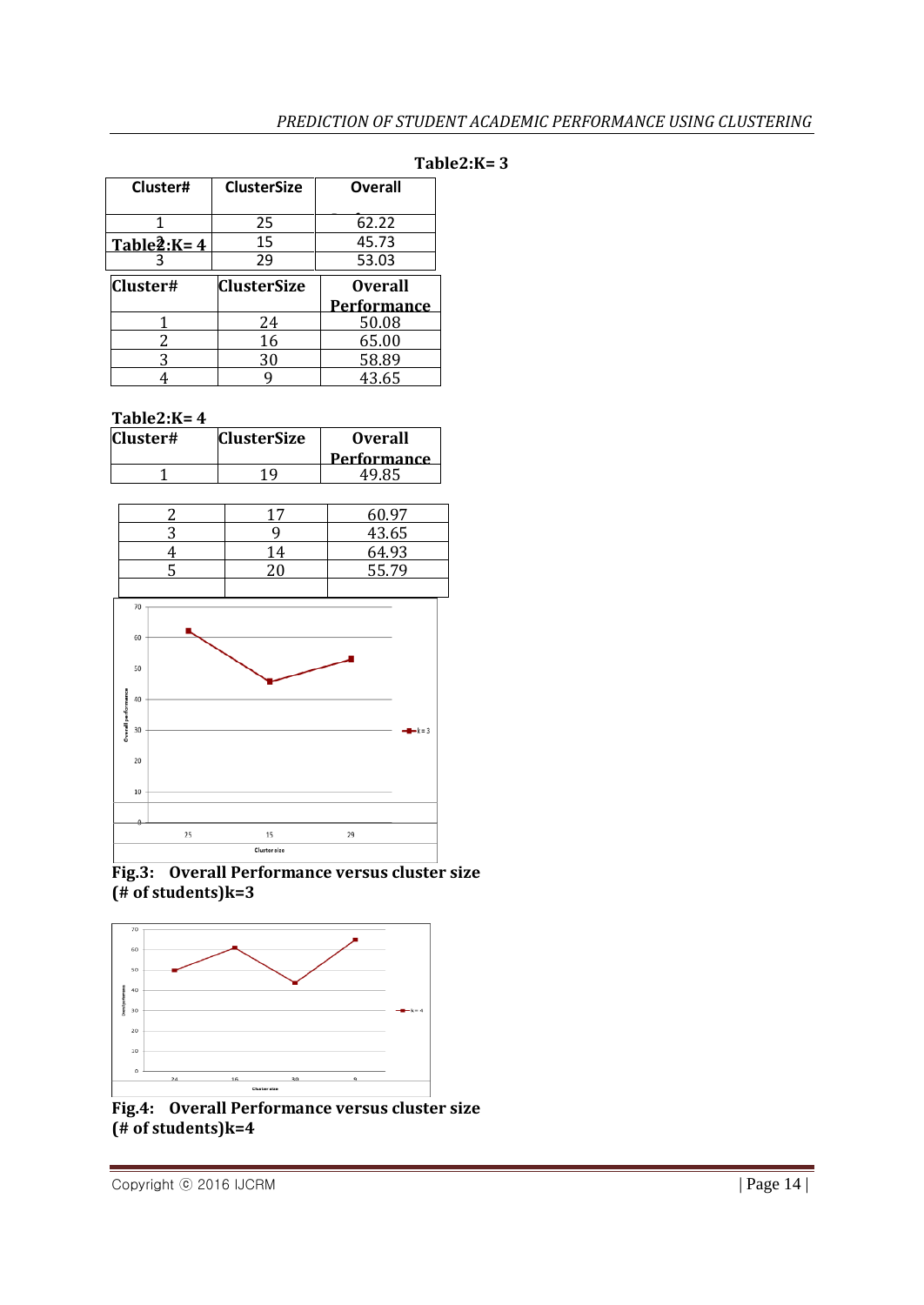**Table2:K= 3**

| Cluster# | ClusterSize | Overall |
|---|---|---|
| 1 | 25 | 62.22 |
| 2 | 15 | 45.73 |
| 3 | 29 | 53.03 |

**Table2:K= 4**

| Cluster# | ClusterSize | Overall Performance |
|---|---|---|
| 1 | 24 | 50.08 |
| 2 | 16 | 65.00 |
| 3 | 30 | 58.89 |
| 4 | 9 | 43.65 |

**Table2:K= 4**

| Cluster# | ClusterSize | Overall Performance |
|---|---|---|
| 1 | 19 | 49.85 |
| 2 | 17 | 60.97 |
| 3 | 9 | 43.65 |
| 4 | 14 | 64.93 |
| 5 | 20 | 55.79 |
| | | |

**Fig.3: Overall Performance versus cluster size (# of students)k=3**

**Fig.4: Overall Performance versus cluster size (# of students)k=4**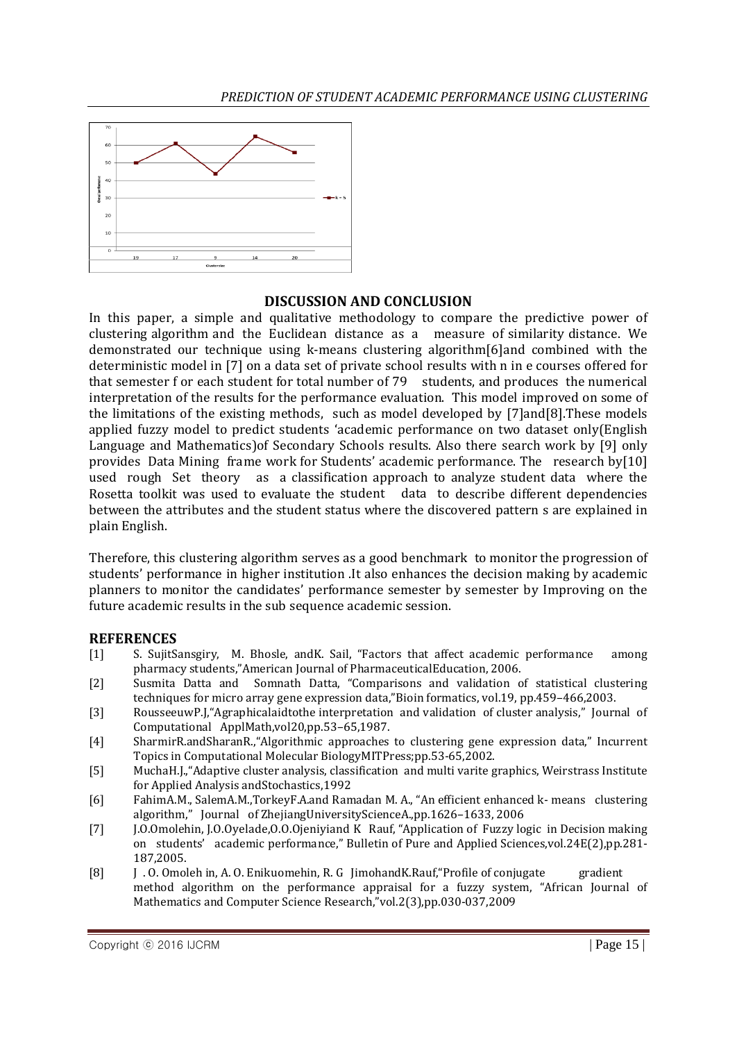## DISCUSSION AND CONCLUSION

In this paper, a simple and qualitative methodology to compare the predictive power of clustering algorithm and the Euclidean distance as a measure of similarity distance. We demonstrated our technique using k-means clustering algorithm[6]and combined with the deterministic model in [7] on a data set of private school results with n in e courses offered for that semester f or each student for total number of 79 students, and produces the numerical interpretation of the results for the performance evaluation. This model improved on some of the limitations of the existing methods, such as model developed by [7]and[8].These models applied fuzzy model to predict students 'academic performance on two dataset only(English Language and Mathematics)of Secondary Schools results. Also there search work by [9] only provides Data Mining frame work for Students' academic performance. The research by[10] used rough Set theory as a classification approach to analyze student data where the Rosetta toolkit was used to evaluate the student data to describe different dependencies between the attributes and the student status where the discovered pattern s are explained in plain English.

Therefore, this clustering algorithm serves as a good benchmark to monitor the progression of students' performance in higher institution .It also enhances the decision making by academic planners to monitor the candidates' performance semester by semester by Improving on the future academic results in the sub sequence academic session.

## REFERENCES

[1] S. SujitSansgiry, M. Bhosle, andK. Sail, "Factors that affect academic performance among pharmacy students,"American Journal of PharmaceuticalEducation, 2006.

[2] Susmita Datta and Somnath Datta, "Comparisons and validation of statistical clustering techniques for micro array gene expression data,"Bioin formatics, vol.19, pp.459–466,2003.

[3] RousseeuwP.J,"Agraphicalaidtothe interpretation and validation of cluster analysis," Journal of Computational ApplMath,vol20,pp.53–65,1987.

[4] SharmirR.andSharanR.,"Algorithmic approaches to clustering gene expression data," Incurrent Topics in Computational Molecular BiologyMITPress;pp.53-65,2002.

[5] MuchaH.J.,"Adaptive cluster analysis, classification and multi varite graphics, Weirstrass Institute for Applied Analysis andStochastics,1992

[6] FahimA.M., SalemA.M.,TorkeyF.A.and Ramadan M. A., "An efficient enhanced k- means clustering algorithm," Journal of ZhejiangUniversityScienceA.,pp.1626–1633, 2006

[7] J.O.Omolehin, J.O.Oyelade,O.O.Ojeniyiand K Rauf, "Application of Fuzzy logic in Decision making on students' academic performance," Bulletin of Pure and Applied Sciences,vol.24E(2),pp.281-187,2005.

[8] J . O. Omoleh in, A. O. Enikuomehin, R. G JimohandK.Rauf,"Profile of conjugate gradient method algorithm on the performance appraisal for a fuzzy system, "African Journal of Mathematics and Computer Science Research,"vol.2(3),pp.030-037,2009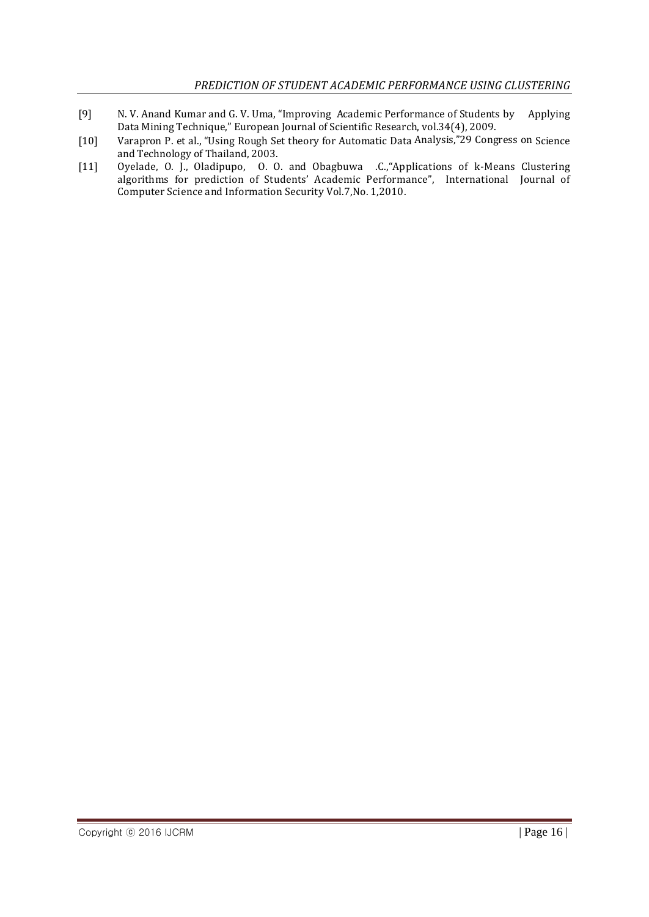[9] N. V. Anand Kumar and G. V. Uma, "Improving Academic Performance of Students by Applying Data Mining Technique," European Journal of Scientific Research, vol.34(4), 2009.

[10] Varapron P. et al., "Using Rough Set theory for Automatic Data Analysis,"29 Congress on Science and Technology of Thailand, 2003.

[11] Oyelade, O. J., Oladipupo, O. O. and Obagbuwa .C.,"Applications of k-Means Clustering algorithms for prediction of Students' Academic Performance", International Journal of Computer Science and Information Security Vol.7,No. 1,2010.